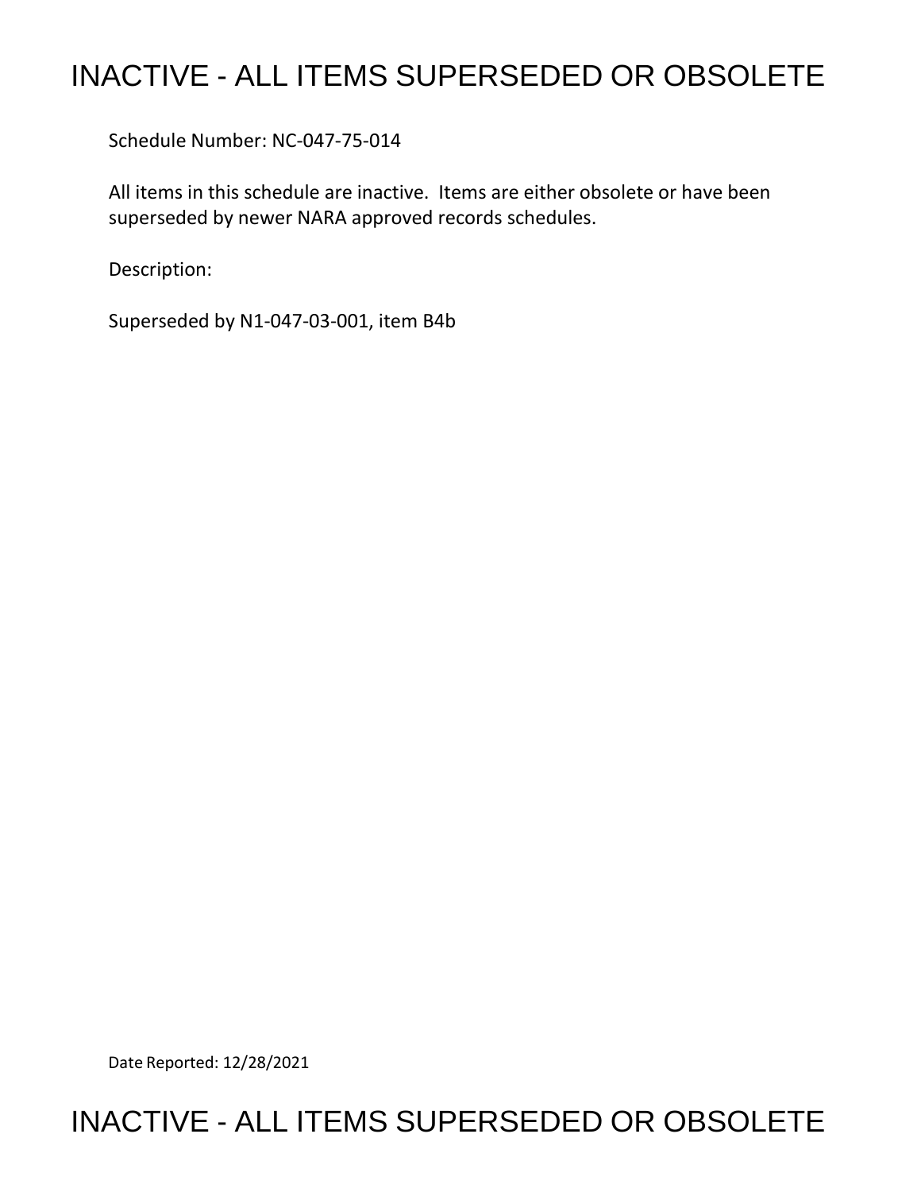# INACTIVE - ALL ITEMS SUPERSEDED OR OBSOLETE

Schedule Number: NC-047-75-014

All items in this schedule are inactive. Items are either obsolete or have been superseded by newer NARA approved records schedules.

Description:

Superseded by N1-047-03-001, item B4b

Date Reported: 12/28/2021

# INACTIVE - ALL ITEMS SUPERSEDED OR OBSOLETE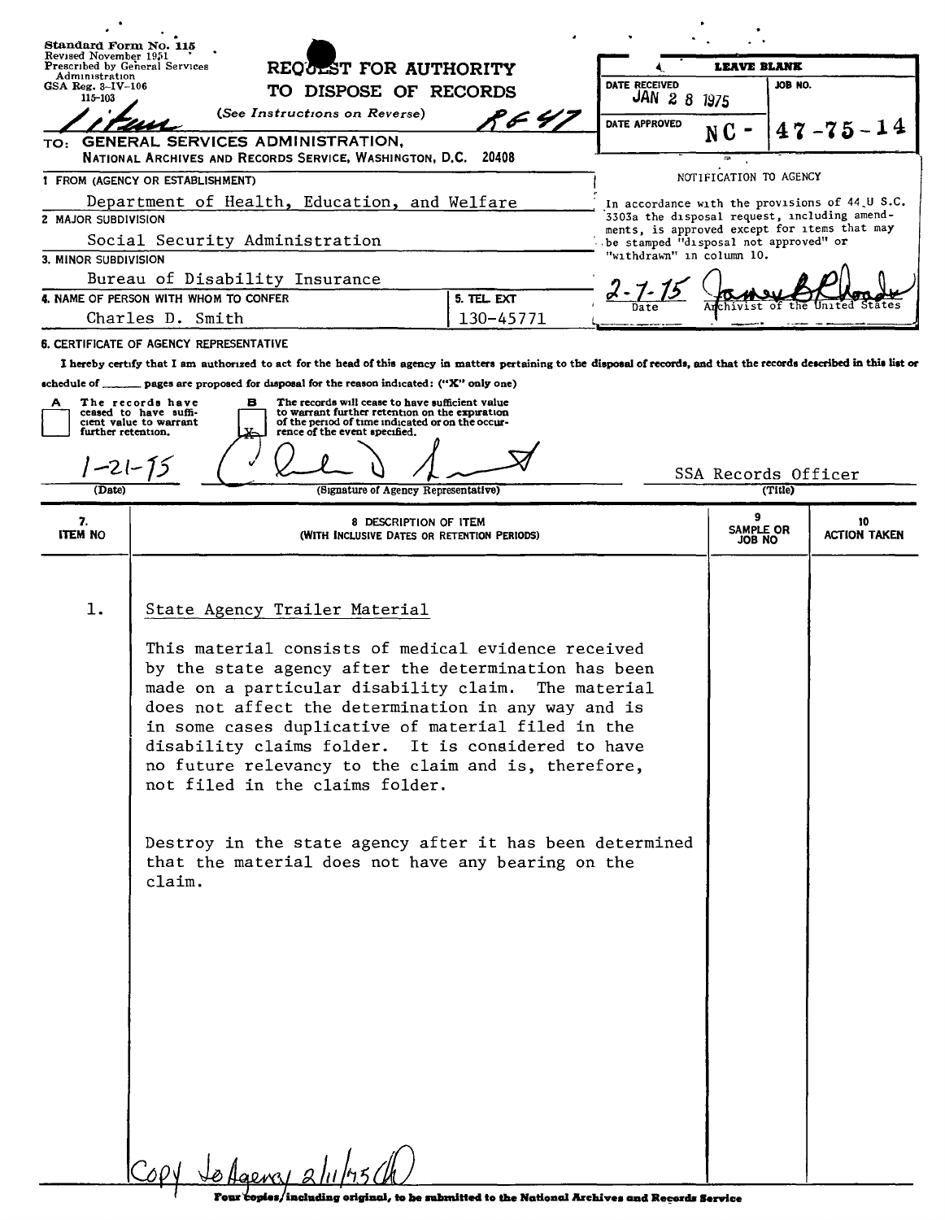Standard Form No. 115
Revised November 1951
Prescribed by General Services Administration
GSA Reg. 3-IV-106
115-103

# REQUEST FOR AUTHORITY TO DISPOSE OF RECORDS

(See Instructions on Reverse)

Litum RF 47

TO: GENERAL SERVICES ADMINISTRATION, NATIONAL ARCHIVES AND RECORDS SERVICE, WASHINGTON, D.C. 20408

| LEAVE BLANK | |
|---|---|
| DATE RECEIVED: JAN 28 1975 | JOB NO. |
| DATE APPROVED | NC - 47-75-14 |

NOTIFICATION TO AGENCY

In accordance with the provisions of 44 U.S.C. 3303a the disposal request, including amendments, is approved except for items that may be stamped "disposal not approved" or "withdrawn" in column 10.

2-7-75 — Date — (signature) Archivist of the United States

1. FROM (AGENCY OR ESTABLISHMENT): Department of Health, Education, and Welfare
2. MAJOR SUBDIVISION: Social Security Administration
3. MINOR SUBDIVISION: Bureau of Disability Insurance
4. NAME OF PERSON WITH WHOM TO CONFER: Charles D. Smith
5. TEL. EXT: 130-45771

6. CERTIFICATE OF AGENCY REPRESENTATIVE

I hereby certify that I am authorized to act for the head of this agency in matters pertaining to the disposal of records, and that the records described in this list or schedule of ______ pages are proposed for disposal for the reason indicated: ("X" only one)

- [ ] **A** The records have ceased to have sufficient value to warrant further retention.
- [X] **B** The records will cease to have sufficient value to warrant further retention on the expiration of the period of time indicated or on the occurrence of the event specified.

| (Date) | (Signature of Agency Representative) | (Title) |
|---|---|---|
| 1-21-75 | (signature) | SSA Records Officer |

| 7. ITEM NO | 8. DESCRIPTION OF ITEM (WITH INCLUSIVE DATES OR RETENTION PERIODS) | 9. SAMPLE OR JOB NO | 10. ACTION TAKEN |
|---|---|---|---|
| 1. | State Agency Trailer Material<br><br>This material consists of medical evidence received by the state agency after the determination has been made on a particular disability claim. The material does not affect the determination in any way and is in some cases duplicative of material filed in the disability claims folder. It is considered to have no future relevancy to the claim and is, therefore, not filed in the claims folder.<br><br>Destroy in the state agency after it has been determined that the material does not have any bearing on the claim. | | |

Copy to Agency 2/11/75 ck

Four copies, including original, to be submitted to the National Archives and Records Service